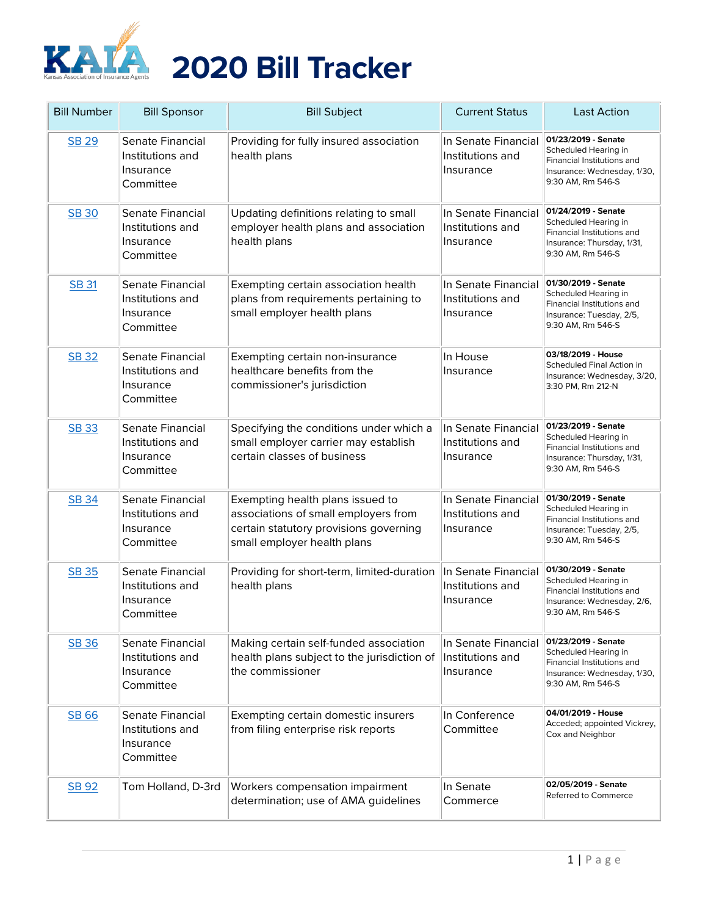# 2020 Bill Tracker

| Bill Number | Bill Sponsor | Bill Subject | Current Status | Last Action |
|---|---|---|---|---|
| SB 29 | Senate Financial Institutions and Insurance Committee | Providing for fully insured association health plans | In Senate Financial Institutions and Insurance | **01/23/2019 - Senate** Scheduled Hearing in Financial Institutions and Insurance: Wednesday, 1/30, 9:30 AM, Rm 546-S |
| SB 30 | Senate Financial Institutions and Insurance Committee | Updating definitions relating to small employer health plans and association health plans | In Senate Financial Institutions and Insurance | **01/24/2019 - Senate** Scheduled Hearing in Financial Institutions and Insurance: Thursday, 1/31, 9:30 AM, Rm 546-S |
| SB 31 | Senate Financial Institutions and Insurance Committee | Exempting certain association health plans from requirements pertaining to small employer health plans | In Senate Financial Institutions and Insurance | **01/30/2019 - Senate** Scheduled Hearing in Financial Institutions and Insurance: Tuesday, 2/5, 9:30 AM, Rm 546-S |
| SB 32 | Senate Financial Institutions and Insurance Committee | Exempting certain non-insurance healthcare benefits from the commissioner's jurisdiction | In House Insurance | **03/18/2019 - House** Scheduled Final Action in Insurance: Wednesday, 3/20, 3:30 PM, Rm 212-N |
| SB 33 | Senate Financial Institutions and Insurance Committee | Specifying the conditions under which a small employer carrier may establish certain classes of business | In Senate Financial Institutions and Insurance | **01/23/2019 - Senate** Scheduled Hearing in Financial Institutions and Insurance: Thursday, 1/31, 9:30 AM, Rm 546-S |
| SB 34 | Senate Financial Institutions and Insurance Committee | Exempting health plans issued to associations of small employers from certain statutory provisions governing small employer health plans | In Senate Financial Institutions and Insurance | **01/30/2019 - Senate** Scheduled Hearing in Financial Institutions and Insurance: Tuesday, 2/5, 9:30 AM, Rm 546-S |
| SB 35 | Senate Financial Institutions and Insurance Committee | Providing for short-term, limited-duration health plans | In Senate Financial Institutions and Insurance | **01/30/2019 - Senate** Scheduled Hearing in Financial Institutions and Insurance: Wednesday, 2/6, 9:30 AM, Rm 546-S |
| SB 36 | Senate Financial Institutions and Insurance Committee | Making certain self-funded association health plans subject to the jurisdiction of the commissioner | In Senate Financial Institutions and Insurance | **01/23/2019 - Senate** Scheduled Hearing in Financial Institutions and Insurance: Wednesday, 1/30, 9:30 AM, Rm 546-S |
| SB 66 | Senate Financial Institutions and Insurance Committee | Exempting certain domestic insurers from filing enterprise risk reports | In Conference Committee | **04/01/2019 - House** Acceded; appointed Vickrey, Cox and Neighbor |
| SB 92 | Tom Holland, D-3rd | Workers compensation impairment determination; use of AMA guidelines | In Senate Commerce | **02/05/2019 - Senate** Referred to Commerce |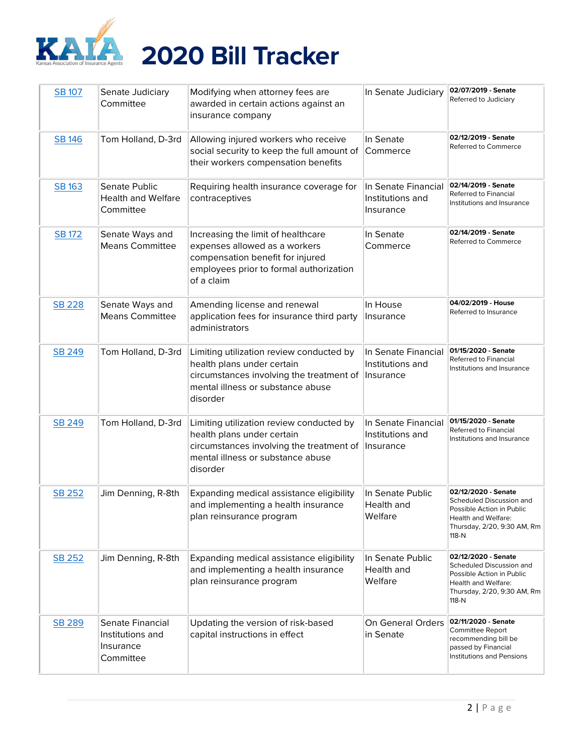# 2020 Bill Tracker

| | | | | |
|---|---|---|---|---|
| SB 107 | Senate Judiciary Committee | Modifying when attorney fees are awarded in certain actions against an insurance company | In Senate Judiciary | **02/07/2019 - Senate** Referred to Judiciary |
| SB 146 | Tom Holland, D-3rd | Allowing injured workers who receive social security to keep the full amount of their workers compensation benefits | In Senate Commerce | **02/12/2019 - Senate** Referred to Commerce |
| SB 163 | Senate Public Health and Welfare Committee | Requiring health insurance coverage for contraceptives | In Senate Financial Institutions and Insurance | **02/14/2019 - Senate** Referred to Financial Institutions and Insurance |
| SB 172 | Senate Ways and Means Committee | Increasing the limit of healthcare expenses allowed as a workers compensation benefit for injured employees prior to formal authorization of a claim | In Senate Commerce | **02/14/2019 - Senate** Referred to Commerce |
| SB 228 | Senate Ways and Means Committee | Amending license and renewal application fees for insurance third party administrators | In House Insurance | **04/02/2019 - House** Referred to Insurance |
| SB 249 | Tom Holland, D-3rd | Limiting utilization review conducted by health plans under certain circumstances involving the treatment of mental illness or substance abuse disorder | In Senate Financial Institutions and Insurance | **01/15/2020 - Senate** Referred to Financial Institutions and Insurance |
| SB 249 | Tom Holland, D-3rd | Limiting utilization review conducted by health plans under certain circumstances involving the treatment of mental illness or substance abuse disorder | In Senate Financial Institutions and Insurance | **01/15/2020 - Senate** Referred to Financial Institutions and Insurance |
| SB 252 | Jim Denning, R-8th | Expanding medical assistance eligibility and implementing a health insurance plan reinsurance program | In Senate Public Health and Welfare | **02/12/2020 - Senate** Scheduled Discussion and Possible Action in Public Health and Welfare: Thursday, 2/20, 9:30 AM, Rm 118-N |
| SB 252 | Jim Denning, R-8th | Expanding medical assistance eligibility and implementing a health insurance plan reinsurance program | In Senate Public Health and Welfare | **02/12/2020 - Senate** Scheduled Discussion and Possible Action in Public Health and Welfare: Thursday, 2/20, 9:30 AM, Rm 118-N |
| SB 289 | Senate Financial Institutions and Insurance Committee | Updating the version of risk-based capital instructions in effect | On General Orders in Senate | **02/11/2020 - Senate** Committee Report recommending bill be passed by Financial Institutions and Pensions |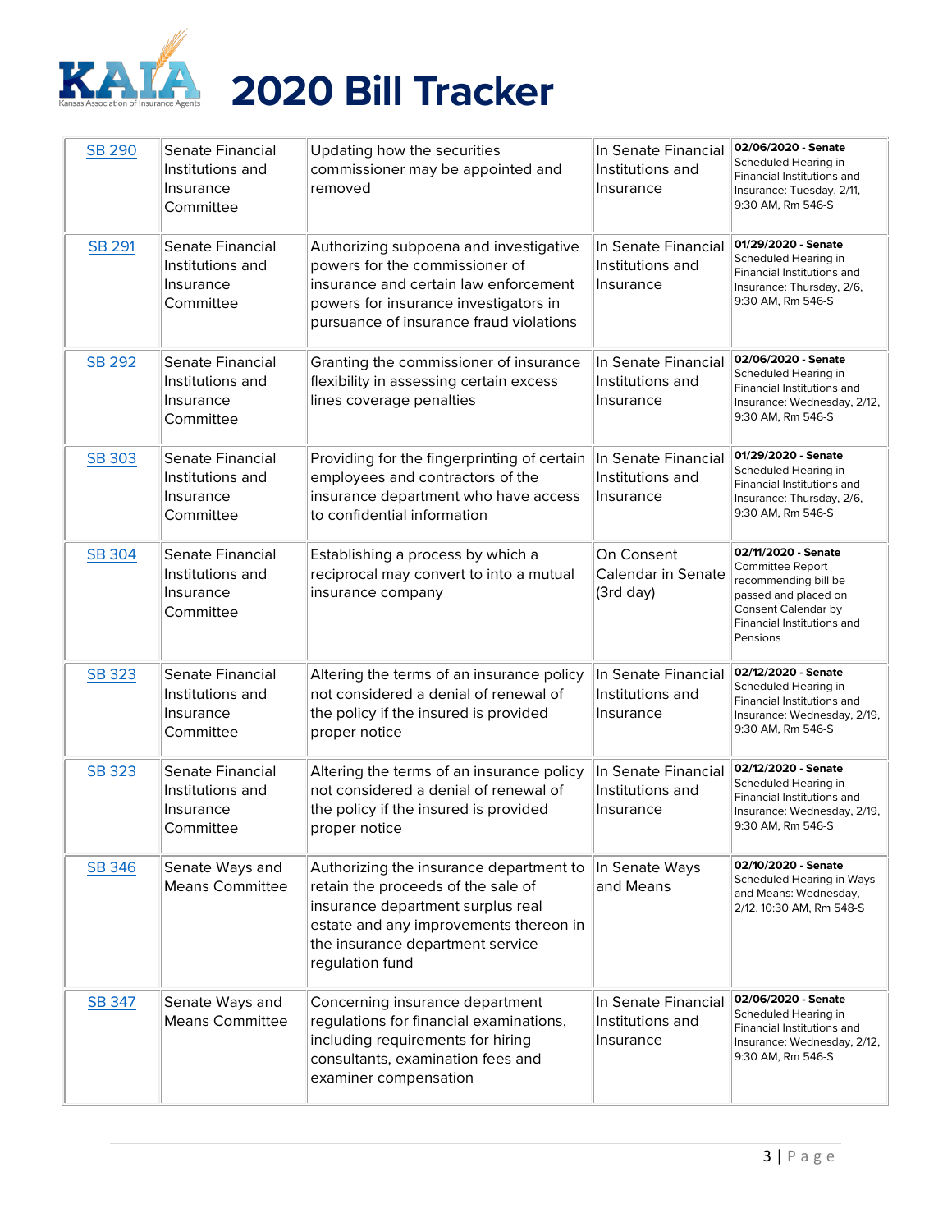# 2020 Bill Tracker

| | | | | |
|---|---|---|---|---|
| SB 290 | Senate Financial Institutions and Insurance Committee | Updating how the securities commissioner may be appointed and removed | In Senate Financial Institutions and Insurance | **02/06/2020 - Senate** Scheduled Hearing in Financial Institutions and Insurance: Tuesday, 2/11, 9:30 AM, Rm 546-S |
| SB 291 | Senate Financial Institutions and Insurance Committee | Authorizing subpoena and investigative powers for the commissioner of insurance and certain law enforcement powers for insurance investigators in pursuance of insurance fraud violations | In Senate Financial Institutions and Insurance | **01/29/2020 - Senate** Scheduled Hearing in Financial Institutions and Insurance: Thursday, 2/6, 9:30 AM, Rm 546-S |
| SB 292 | Senate Financial Institutions and Insurance Committee | Granting the commissioner of insurance flexibility in assessing certain excess lines coverage penalties | In Senate Financial Institutions and Insurance | **02/06/2020 - Senate** Scheduled Hearing in Financial Institutions and Insurance: Wednesday, 2/12, 9:30 AM, Rm 546-S |
| SB 303 | Senate Financial Institutions and Insurance Committee | Providing for the fingerprinting of certain employees and contractors of the insurance department who have access to confidential information | In Senate Financial Institutions and Insurance | **01/29/2020 - Senate** Scheduled Hearing in Financial Institutions and Insurance: Thursday, 2/6, 9:30 AM, Rm 546-S |
| SB 304 | Senate Financial Institutions and Insurance Committee | Establishing a process by which a reciprocal may convert to into a mutual insurance company | On Consent Calendar in Senate (3rd day) | **02/11/2020 - Senate** Committee Report recommending bill be passed and placed on Consent Calendar by Financial Institutions and Pensions |
| SB 323 | Senate Financial Institutions and Insurance Committee | Altering the terms of an insurance policy not considered a denial of renewal of the policy if the insured is provided proper notice | In Senate Financial Institutions and Insurance | **02/12/2020 - Senate** Scheduled Hearing in Financial Institutions and Insurance: Wednesday, 2/19, 9:30 AM, Rm 546-S |
| SB 323 | Senate Financial Institutions and Insurance Committee | Altering the terms of an insurance policy not considered a denial of renewal of the policy if the insured is provided proper notice | In Senate Financial Institutions and Insurance | **02/12/2020 - Senate** Scheduled Hearing in Financial Institutions and Insurance: Wednesday, 2/19, 9:30 AM, Rm 546-S |
| SB 346 | Senate Ways and Means Committee | Authorizing the insurance department to retain the proceeds of the sale of insurance department surplus real estate and any improvements thereon in the insurance department service regulation fund | In Senate Ways and Means | **02/10/2020 - Senate** Scheduled Hearing in Ways and Means: Wednesday, 2/12, 10:30 AM, Rm 548-S |
| SB 347 | Senate Ways and Means Committee | Concerning insurance department regulations for financial examinations, including requirements for hiring consultants, examination fees and examiner compensation | In Senate Financial Institutions and Insurance | **02/06/2020 - Senate** Scheduled Hearing in Financial Institutions and Insurance: Wednesday, 2/12, 9:30 AM, Rm 546-S |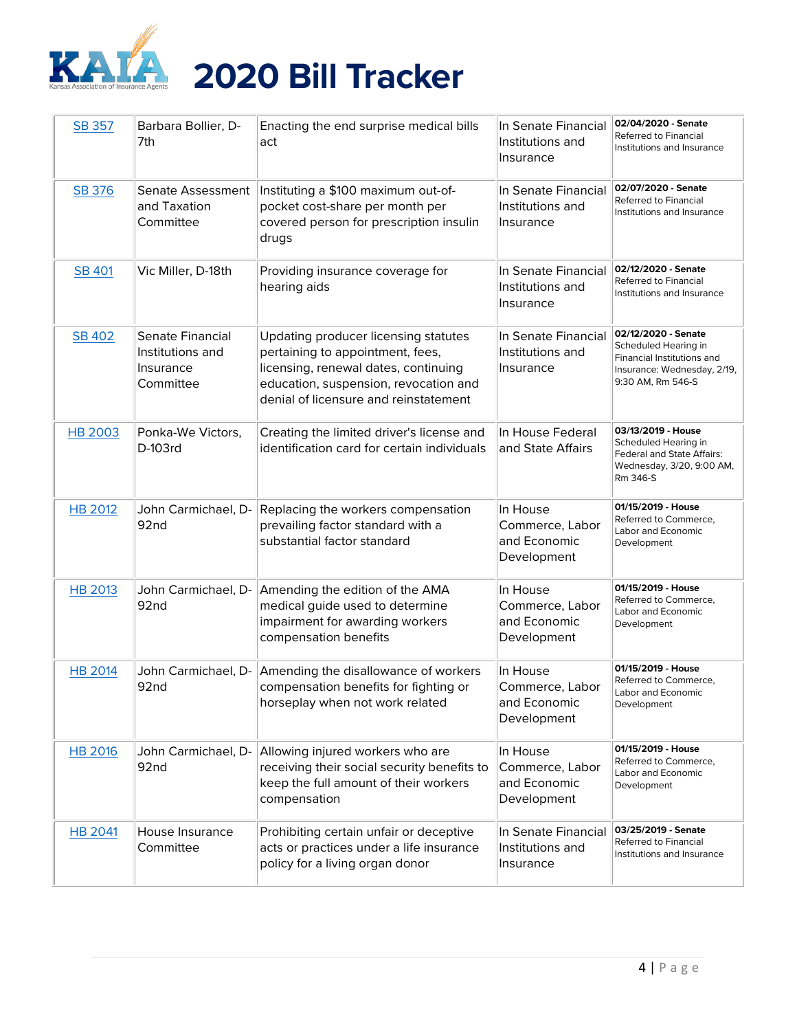# 2020 Bill Tracker

| | | | | |
|---|---|---|---|---|
| SB 357 | Barbara Bollier, D-7th | Enacting the end surprise medical bills act | In Senate Financial Institutions and Insurance | **02/04/2020 - Senate** Referred to Financial Institutions and Insurance |
| SB 376 | Senate Assessment and Taxation Committee | Instituting a $100 maximum out-of-pocket cost-share per month per covered person for prescription insulin drugs | In Senate Financial Institutions and Insurance | **02/07/2020 - Senate** Referred to Financial Institutions and Insurance |
| SB 401 | Vic Miller, D-18th | Providing insurance coverage for hearing aids | In Senate Financial Institutions and Insurance | **02/12/2020 - Senate** Referred to Financial Institutions and Insurance |
| SB 402 | Senate Financial Institutions and Insurance Committee | Updating producer licensing statutes pertaining to appointment, fees, licensing, renewal dates, continuing education, suspension, revocation and denial of licensure and reinstatement | In Senate Financial Institutions and Insurance | **02/12/2020 - Senate** Scheduled Hearing in Financial Institutions and Insurance: Wednesday, 2/19, 9:30 AM, Rm 546-S |
| HB 2003 | Ponka-We Victors, D-103rd | Creating the limited driver's license and identification card for certain individuals | In House Federal and State Affairs | **03/13/2019 - House** Scheduled Hearing in Federal and State Affairs: Wednesday, 3/20, 9:00 AM, Rm 346-S |
| HB 2012 | John Carmichael, D-92nd | Replacing the workers compensation prevailing factor standard with a substantial factor standard | In House Commerce, Labor and Economic Development | **01/15/2019 - House** Referred to Commerce, Labor and Economic Development |
| HB 2013 | John Carmichael, D-92nd | Amending the edition of the AMA medical guide used to determine impairment for awarding workers compensation benefits | In House Commerce, Labor and Economic Development | **01/15/2019 - House** Referred to Commerce, Labor and Economic Development |
| HB 2014 | John Carmichael, D-92nd | Amending the disallowance of workers compensation benefits for fighting or horseplay when not work related | In House Commerce, Labor and Economic Development | **01/15/2019 - House** Referred to Commerce, Labor and Economic Development |
| HB 2016 | John Carmichael, D-92nd | Allowing injured workers who are receiving their social security benefits to keep the full amount of their workers compensation | In House Commerce, Labor and Economic Development | **01/15/2019 - House** Referred to Commerce, Labor and Economic Development |
| HB 2041 | House Insurance Committee | Prohibiting certain unfair or deceptive acts or practices under a life insurance policy for a living organ donor | In Senate Financial Institutions and Insurance | **03/25/2019 - Senate** Referred to Financial Institutions and Insurance |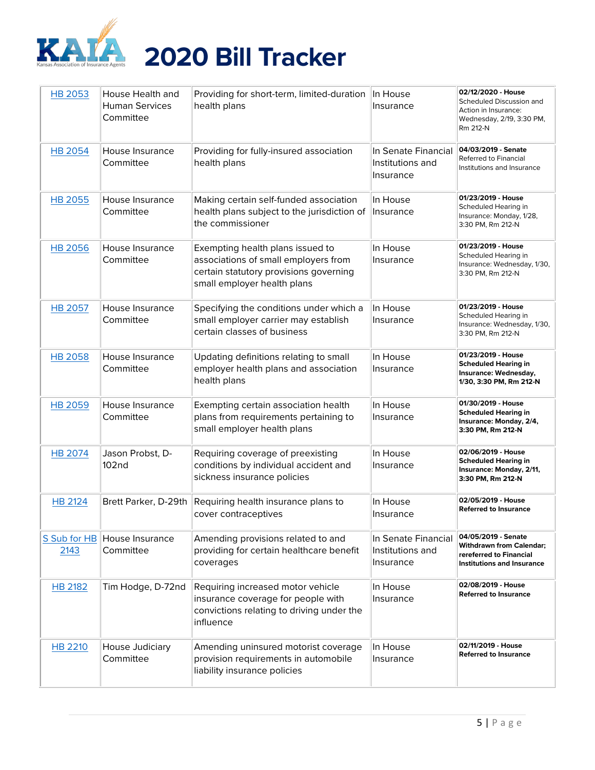# 2020 Bill Tracker

| | | | | |
|---|---|---|---|---|
| HB 2053 | House Health and Human Services Committee | Providing for short-term, limited-duration health plans | In House Insurance | **02/12/2020 - House** Scheduled Discussion and Action in Insurance: Wednesday, 2/19, 3:30 PM, Rm 212-N |
| HB 2054 | House Insurance Committee | Providing for fully-insured association health plans | In Senate Financial Institutions and Insurance | **04/03/2019 - Senate** Referred to Financial Institutions and Insurance |
| HB 2055 | House Insurance Committee | Making certain self-funded association health plans subject to the jurisdiction of the commissioner | In House Insurance | **01/23/2019 - House** Scheduled Hearing in Insurance: Monday, 1/28, 3:30 PM, Rm 212-N |
| HB 2056 | House Insurance Committee | Exempting health plans issued to associations of small employers from certain statutory provisions governing small employer health plans | In House Insurance | **01/23/2019 - House** Scheduled Hearing in Insurance: Wednesday, 1/30, 3:30 PM, Rm 212-N |
| HB 2057 | House Insurance Committee | Specifying the conditions under which a small employer carrier may establish certain classes of business | In House Insurance | **01/23/2019 - House** Scheduled Hearing in Insurance: Wednesday, 1/30, 3:30 PM, Rm 212-N |
| HB 2058 | House Insurance Committee | Updating definitions relating to small employer health plans and association health plans | In House Insurance | **01/23/2019 - House Scheduled Hearing in Insurance: Wednesday, 1/30, 3:30 PM, Rm 212-N** |
| HB 2059 | House Insurance Committee | Exempting certain association health plans from requirements pertaining to small employer health plans | In House Insurance | **01/30/2019 - House Scheduled Hearing in Insurance: Monday, 2/4, 3:30 PM, Rm 212-N** |
| HB 2074 | Jason Probst, D-102nd | Requiring coverage of preexisting conditions by individual accident and sickness insurance policies | In House Insurance | **02/06/2019 - House Scheduled Hearing in Insurance: Monday, 2/11, 3:30 PM, Rm 212-N** |
| HB 2124 | Brett Parker, D-29th | Requiring health insurance plans to cover contraceptives | In House Insurance | **02/05/2019 - House Referred to Insurance** |
| S Sub for HB 2143 | House Insurance Committee | Amending provisions related to and providing for certain healthcare benefit coverages | In Senate Financial Institutions and Insurance | **04/05/2019 - Senate Withdrawn from Calendar; rereferred to Financial Institutions and Insurance** |
| HB 2182 | Tim Hodge, D-72nd | Requiring increased motor vehicle insurance coverage for people with convictions relating to driving under the influence | In House Insurance | **02/08/2019 - House Referred to Insurance** |
| HB 2210 | House Judiciary Committee | Amending uninsured motorist coverage provision requirements in automobile liability insurance policies | In House Insurance | **02/11/2019 - House Referred to Insurance** |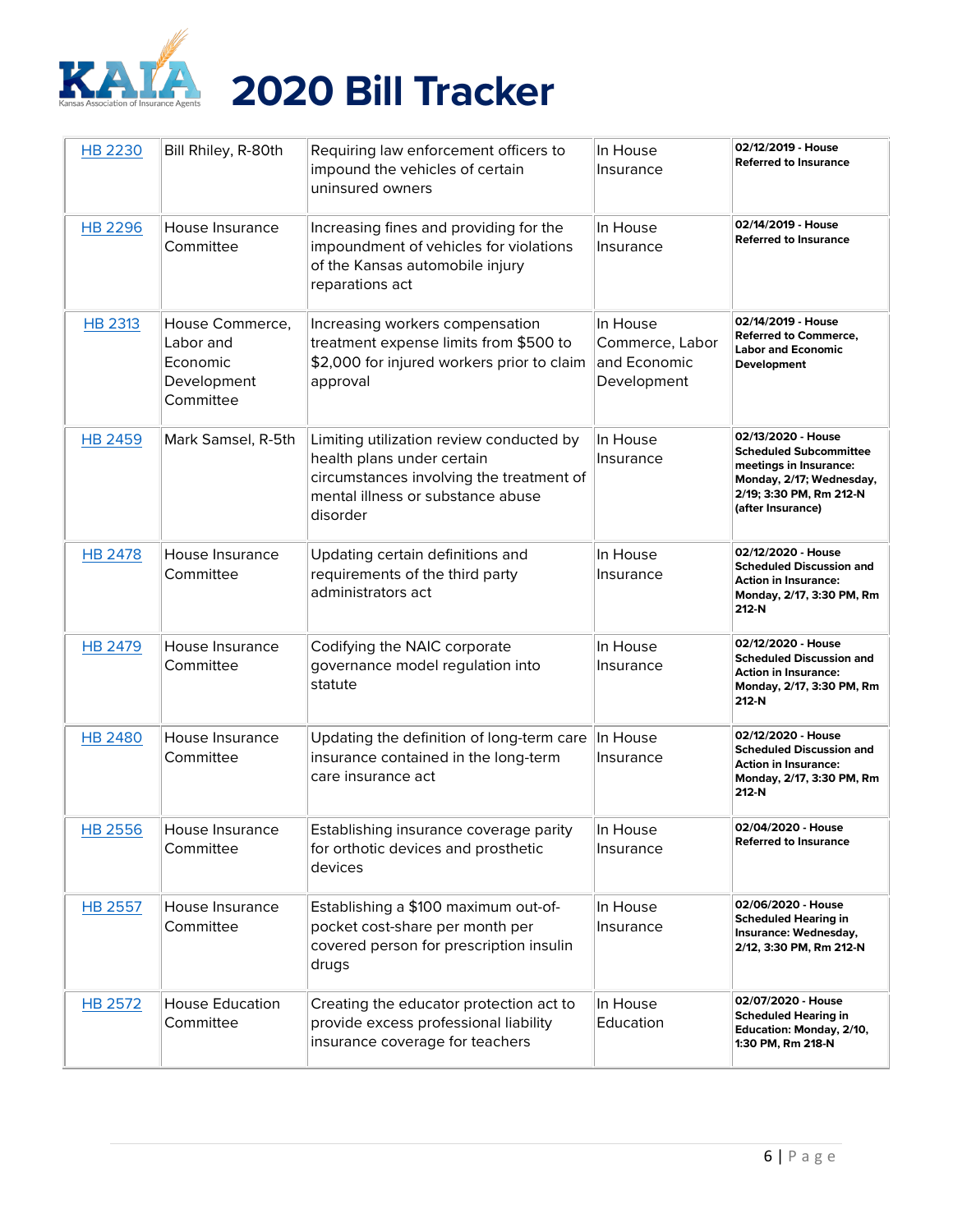# 2020 Bill Tracker

| | | | | |
|---|---|---|---|---|
| HB 2230 | Bill Rhiley, R-80th | Requiring law enforcement officers to impound the vehicles of certain uninsured owners | In House Insurance | **02/12/2019 - House Referred to Insurance** |
| HB 2296 | House Insurance Committee | Increasing fines and providing for the impoundment of vehicles for violations of the Kansas automobile injury reparations act | In House Insurance | **02/14/2019 - House Referred to Insurance** |
| HB 2313 | House Commerce, Labor and Economic Development Committee | Increasing workers compensation treatment expense limits from $500 to $2,000 for injured workers prior to claim approval | In House Commerce, Labor and Economic Development | **02/14/2019 - House Referred to Commerce, Labor and Economic Development** |
| HB 2459 | Mark Samsel, R-5th | Limiting utilization review conducted by health plans under certain circumstances involving the treatment of mental illness or substance abuse disorder | In House Insurance | **02/13/2020 - House Scheduled Subcommittee meetings in Insurance: Monday, 2/17; Wednesday, 2/19; 3:30 PM, Rm 212-N (after Insurance)** |
| HB 2478 | House Insurance Committee | Updating certain definitions and requirements of the third party administrators act | In House Insurance | **02/12/2020 - House Scheduled Discussion and Action in Insurance: Monday, 2/17, 3:30 PM, Rm 212-N** |
| HB 2479 | House Insurance Committee | Codifying the NAIC corporate governance model regulation into statute | In House Insurance | **02/12/2020 - House Scheduled Discussion and Action in Insurance: Monday, 2/17, 3:30 PM, Rm 212-N** |
| HB 2480 | House Insurance Committee | Updating the definition of long-term care insurance contained in the long-term care insurance act | In House Insurance | **02/12/2020 - House Scheduled Discussion and Action in Insurance: Monday, 2/17, 3:30 PM, Rm 212-N** |
| HB 2556 | House Insurance Committee | Establishing insurance coverage parity for orthotic devices and prosthetic devices | In House Insurance | **02/04/2020 - House Referred to Insurance** |
| HB 2557 | House Insurance Committee | Establishing a $100 maximum out-of-pocket cost-share per month per covered person for prescription insulin drugs | In House Insurance | **02/06/2020 - House Scheduled Hearing in Insurance: Wednesday, 2/12, 3:30 PM, Rm 212-N** |
| HB 2572 | House Education Committee | Creating the educator protection act to provide excess professional liability insurance coverage for teachers | In House Education | **02/07/2020 - House Scheduled Hearing in Education: Monday, 2/10, 1:30 PM, Rm 218-N** |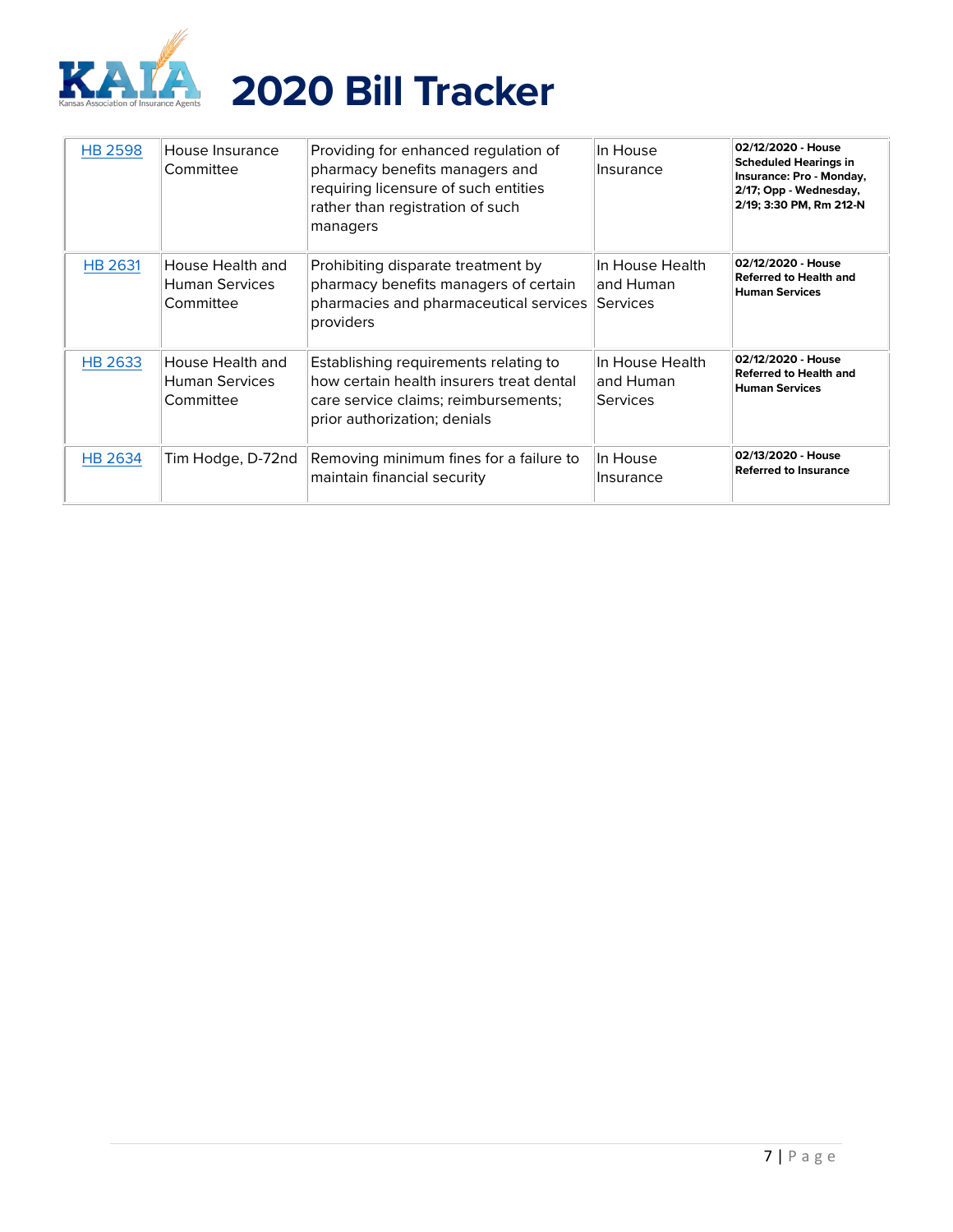# 2020 Bill Tracker

| | | | | |
|---|---|---|---|---|
| HB 2598 | House Insurance Committee | Providing for enhanced regulation of pharmacy benefits managers and requiring licensure of such entities rather than registration of such managers | In House Insurance | **02/12/2020 - House Scheduled Hearings in Insurance: Pro - Monday, 2/17; Opp - Wednesday, 2/19; 3:30 PM, Rm 212-N** |
| HB 2631 | House Health and Human Services Committee | Prohibiting disparate treatment by pharmacy benefits managers of certain pharmacies and pharmaceutical services providers | In House Health and Human Services | **02/12/2020 - House Referred to Health and Human Services** |
| HB 2633 | House Health and Human Services Committee | Establishing requirements relating to how certain health insurers treat dental care service claims; reimbursements; prior authorization; denials | In House Health and Human Services | **02/12/2020 - House Referred to Health and Human Services** |
| HB 2634 | Tim Hodge, D-72nd | Removing minimum fines for a failure to maintain financial security | In House Insurance | **02/13/2020 - House Referred to Insurance** |